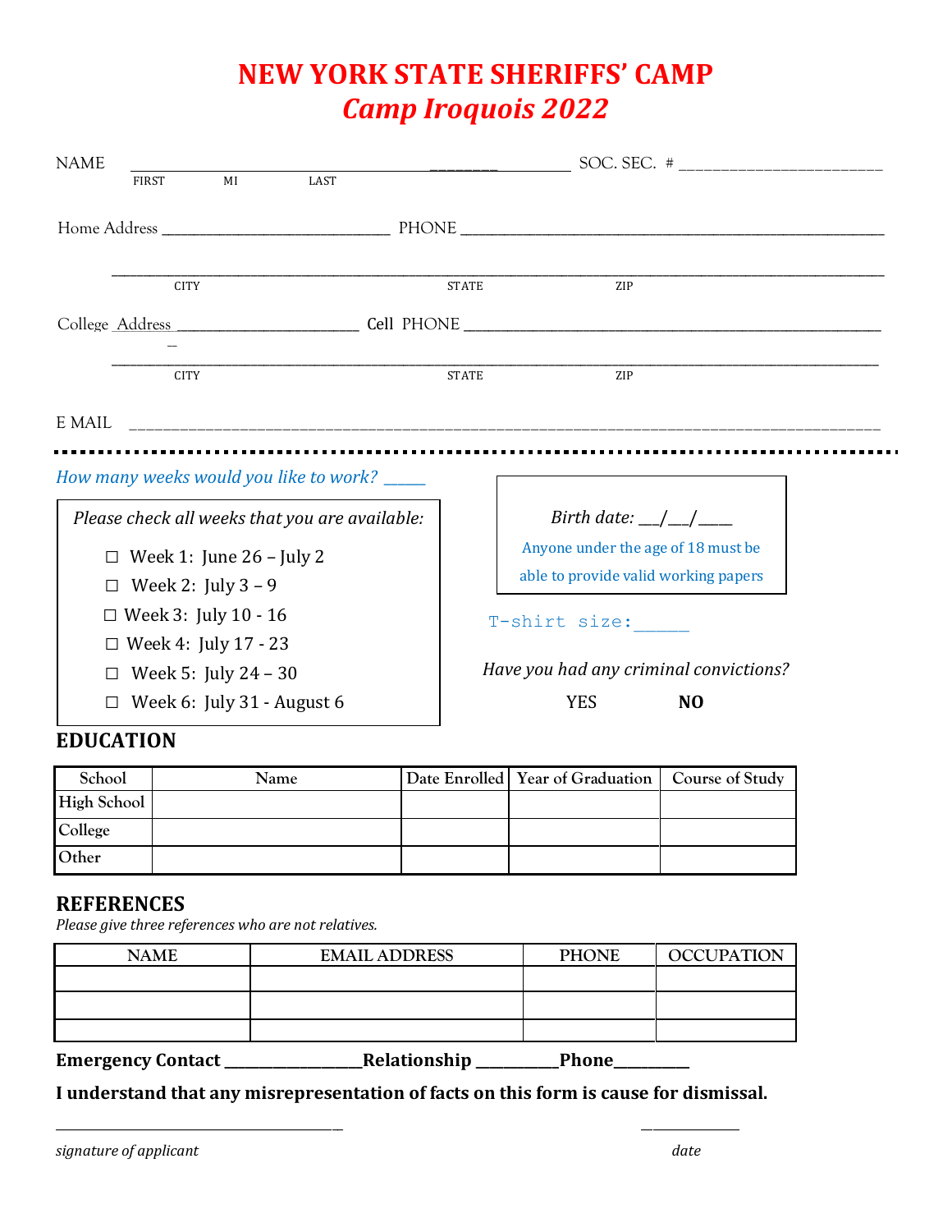# NEW YORK STATE SHERIFFS' CAMP

## *Camp Iroquois 2022*

NAME \_\_\_\_\_\_\_\_\_\_\_\_\_\_\_\_\_\_\_\_\_\_\_\_\_\_\_\_\_\_\_\_\_\_\_\_\_\_\_\_\_\_ SOC. SEC. # \_\_\_\_\_\_\_\_\_\_\_\_\_\_\_\_\_\_\_\_\_\_\_\_

FIRST MI LAST

Home Address \_\_\_\_\_\_\_\_\_\_\_\_\_\_\_\_\_\_\_\_\_\_\_\_\_\_\_\_\_\_ PHONE \_\_\_\_\_\_\_\_\_\_\_\_\_\_\_\_\_\_\_\_\_\_\_\_\_\_\_\_\_\_\_\_\_\_\_\_\_\_\_\_\_\_\_\_\_\_\_\_\_\_\_\_

\_\_\_\_\_\_\_\_\_\_\_\_\_\_\_\_\_\_\_\_\_\_\_\_\_\_\_\_\_\_\_\_\_\_\_\_\_\_\_\_\_\_\_\_\_\_\_\_\_\_\_\_\_\_\_\_\_\_\_\_\_\_\_\_\_\_\_\_\_\_\_\_\_\_\_\_\_\_\_\_\_\_\_\_\_\_\_\_\_\_\_\_\_\_\_\_\_\_\_\_

CITY STATE ZIP

College Address \_\_\_\_\_\_\_\_\_\_\_\_\_\_\_\_\_\_\_\_\_\_\_\_ Cell PHONE \_\_\_\_\_\_\_\_\_\_\_\_\_\_\_\_\_\_\_\_\_\_\_\_\_\_\_\_\_\_\_\_\_\_\_\_\_\_\_\_\_\_\_\_\_\_\_\_\_\_\_\_

\_\_\_\_\_\_\_\_\_\_\_\_\_\_\_\_\_\_\_\_\_\_\_\_\_\_\_\_\_\_\_\_\_\_\_\_\_\_\_\_\_\_\_\_\_\_\_\_\_\_\_\_\_\_\_\_\_\_\_\_\_\_\_\_\_\_\_\_\_\_\_\_\_\_\_\_\_\_\_\_\_\_\_\_\_\_\_\_\_\_\_\_\_\_\_\_\_\_\_\_

CITY STATE ZIP

E MAIL \_\_\_\_\_\_\_\_\_\_\_\_\_\_\_\_\_\_\_\_\_\_\_\_\_\_\_\_\_\_\_\_\_\_\_\_\_\_\_\_\_\_\_\_\_\_\_\_\_\_\_\_\_\_\_\_\_\_\_\_\_\_\_\_\_\_\_\_\_\_\_\_\_\_\_\_\_\_\_\_\_\_\_\_\_\_\_\_\_\_\_\_

---

*How many weeks would you like to work?* \_\_\_\_\_

*Please check all weeks that you are available:*

- ☐ Week 1: June 26 – July 2
- ☐ Week 2: July 3 – 9
- ☐ Week 3: July 10 - 16
- ☐ Week 4: July 17 - 23
- ☐ Week 5: July 24 – 30
- ☐ Week 6: July 31 - August 6

*Birth date:* \_\_/\_\_/\_\_\_\_

Anyone under the age of 18 must be able to provide valid working papers

T-shirt size:\_\_\_\_\_

*Have you had any criminal convictions?*

YES **NO**

## EDUCATION

| School | Name | Date Enrolled | Year of Graduation | Course of Study |
|---|---|---|---|---|
| High School | | | | |
| College | | | | |
| Other | | | | |

## REFERENCES

*Please give three references who are not relatives.*

| NAME | EMAIL ADDRESS | PHONE | OCCUPATION |
|---|---|---|---|
| | | | |
| | | | |
| | | | |

**Emergency Contact \_\_\_\_\_\_\_\_\_\_\_\_\_\_\_\_\_Relationship \_\_\_\_\_\_\_\_\_\_Phone\_\_\_\_\_\_\_\_\_**

**I understand that any misrepresentation of facts on this form is cause for dismissal.**

\_\_\_\_\_\_\_\_\_\_\_\_\_\_\_\_\_\_\_\_\_\_\_\_\_\_\_\_\_\_\_\_\_\_\_\_\_\_\_\_ \_\_\_\_\_\_\_\_\_\_\_\_\_\_

*signature of applicant* *date*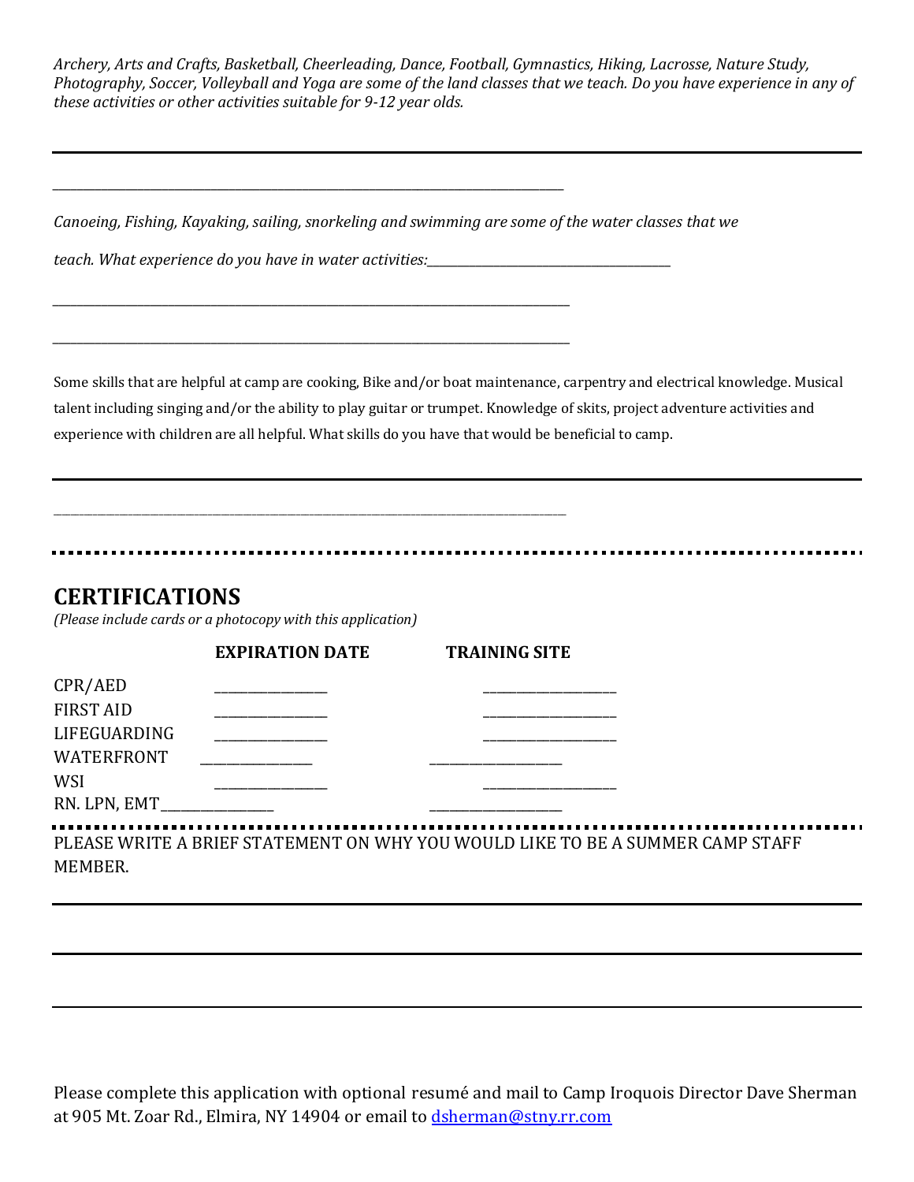*Archery, Arts and Crafts, Basketball, Cheerleading, Dance, Football, Gymnastics, Hiking, Lacrosse, Nature Study, Photography, Soccer, Volleyball and Yoga are some of the land classes that we teach. Do you have experience in any of these activities or other activities suitable for 9-12 year olds.*

---

_______________________________________________________________________________

*Canoeing, Fishing, Kayaking, sailing, snorkeling and swimming are some of the water classes that we*

*teach. What experience do you have in water activities:*_____________________________________

_______________________________________________________________________________

_______________________________________________________________________________

Some skills that are helpful at camp are cooking, Bike and/or boat maintenance, carpentry and electrical knowledge. Musical talent including singing and/or the ability to play guitar or trumpet. Knowledge of skits, project adventure activities and experience with children are all helpful. What skills do you have that would be beneficial to camp.

---

_______________________________________________________________________________

## CERTIFICATIONS

*(Please include cards or a photocopy with this application)*

| | EXPIRATION DATE | TRAINING SITE |
|---|---|---|
| CPR/AED | ______________ | ________________ |
| FIRST AID | ______________ | ________________ |
| LIFEGUARDING | ______________ | ________________ |
| WATERFRONT | ______________ | ________________ |
| WSI | ______________ | ________________ |
| RN. LPN, EMT | ______________ | ________________ |

PLEASE WRITE A BRIEF STATEMENT ON WHY YOU WOULD LIKE TO BE A SUMMER CAMP STAFF MEMBER.

---

---

---

Please complete this application with optional resumé and mail to Camp Iroquois Director Dave Sherman at 905 Mt. Zoar Rd., Elmira, NY 14904 or email to [dsherman@stny.rr.com](mailto:dsherman@stny.rr.com)